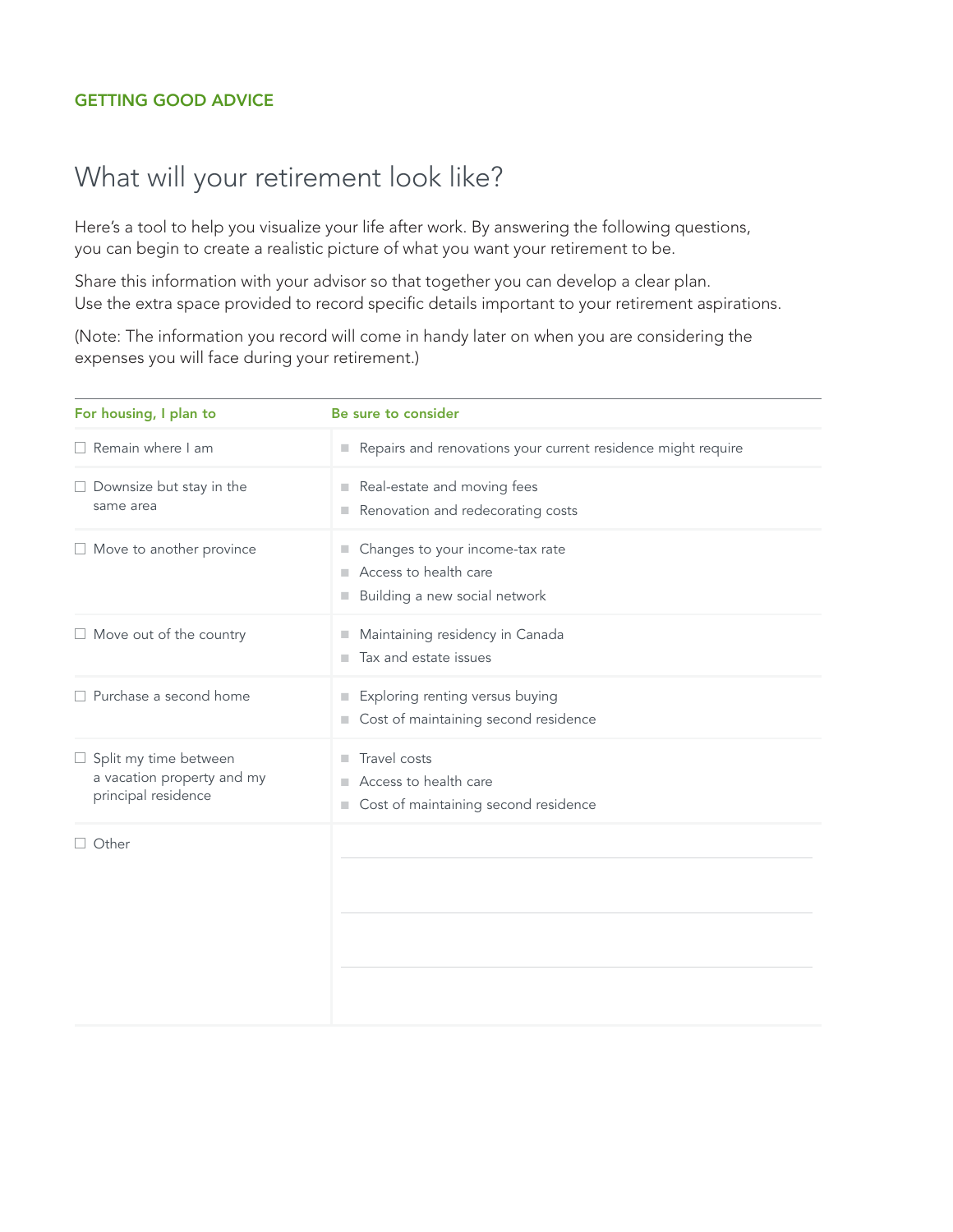GETTING GOOD ADVICE

# What will your retirement look like?

Here's a tool to help you visualize your life after work. By answering the following questions, you can begin to create a realistic picture of what you want your retirement to be.

Share this information with your advisor so that together you can develop a clear plan. Use the extra space provided to record specific details important to your retirement aspirations.

(Note: The information you record will come in handy later on when you are considering the expenses you will face during your retirement.)

| For housing, I plan to | Be sure to consider |
|---|---|
| ☐ Remain where I am | ■ Repairs and renovations your current residence might require |
| ☐ Downsize but stay in the same area | ■ Real-estate and moving fees<br>■ Renovation and redecorating costs |
| ☐ Move to another province | ■ Changes to your income-tax rate<br>■ Access to health care<br>■ Building a new social network |
| ☐ Move out of the country | ■ Maintaining residency in Canada<br>■ Tax and estate issues |
| ☐ Purchase a second home | ■ Exploring renting versus buying<br>■ Cost of maintaining second residence |
| ☐ Split my time between a vacation property and my principal residence | ■ Travel costs<br>■ Access to health care<br>■ Cost of maintaining second residence |
| ☐ Other | |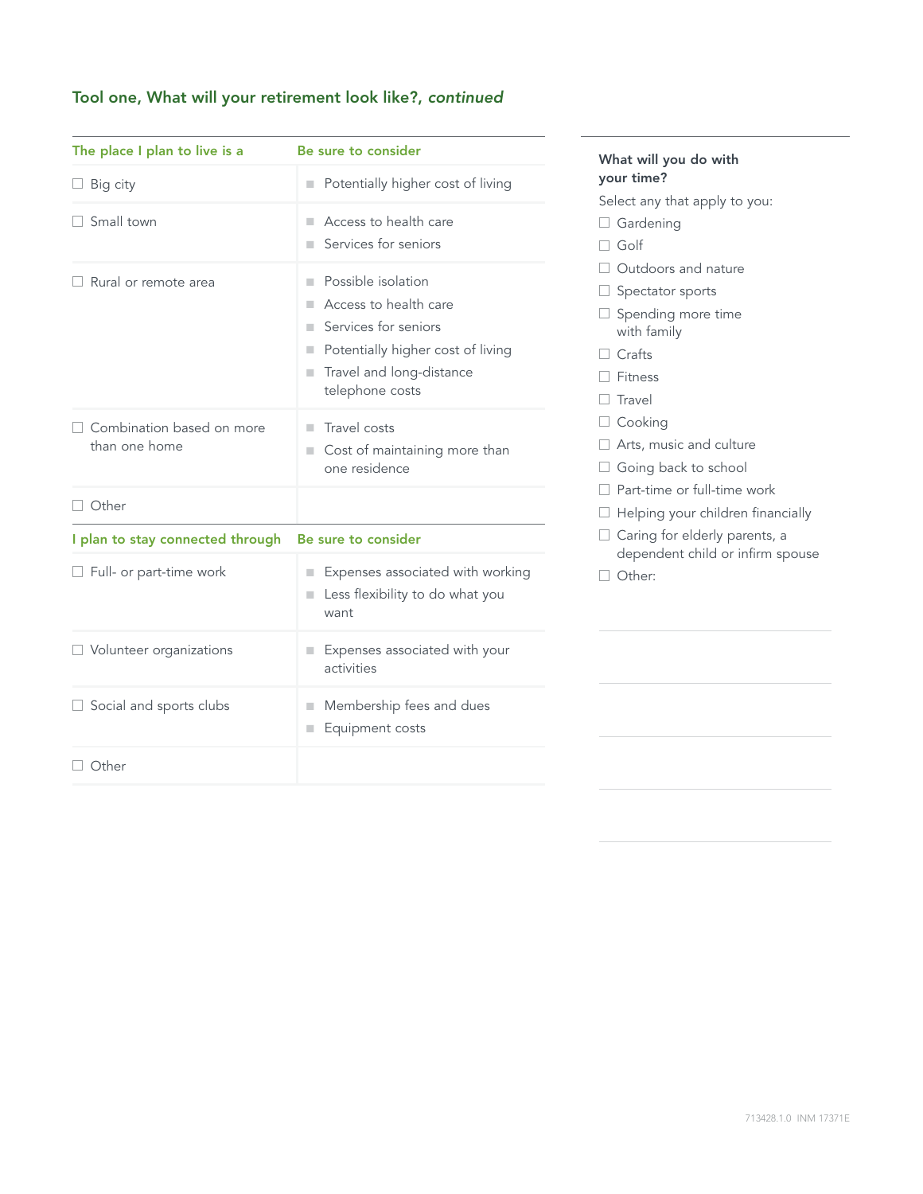## Tool one, What will your retirement look like?, *continued*

| The place I plan to live is a | Be sure to consider |
|---|---|
| ☐ Big city | ▪ Potentially higher cost of living |
| ☐ Small town | ▪ Access to health care<br>▪ Services for seniors |
| ☐ Rural or remote area | ▪ Possible isolation<br>▪ Access to health care<br>▪ Services for seniors<br>▪ Potentially higher cost of living<br>▪ Travel and long-distance telephone costs |
| ☐ Combination based on more than one home | ▪ Travel costs<br>▪ Cost of maintaining more than one residence |
| ☐ Other | |

| I plan to stay connected through | Be sure to consider |
|---|---|
| ☐ Full- or part-time work | ▪ Expenses associated with working<br>▪ Less flexibility to do what you want |
| ☐ Volunteer organizations | ▪ Expenses associated with your activities |
| ☐ Social and sports clubs | ▪ Membership fees and dues<br>▪ Equipment costs |
| ☐ Other | |

**What will you do with your time?**

Select any that apply to you:

- ☐ Gardening
- ☐ Golf
- ☐ Outdoors and nature
- ☐ Spectator sports
- ☐ Spending more time with family
- ☐ Crafts
- ☐ Fitness
- ☐ Travel
- ☐ Cooking
- ☐ Arts, music and culture
- ☐ Going back to school
- ☐ Part-time or full-time work
- ☐ Helping your children financially
- ☐ Caring for elderly parents, a dependent child or infirm spouse
- ☐ Other:

713428.1.0 INM 17371E